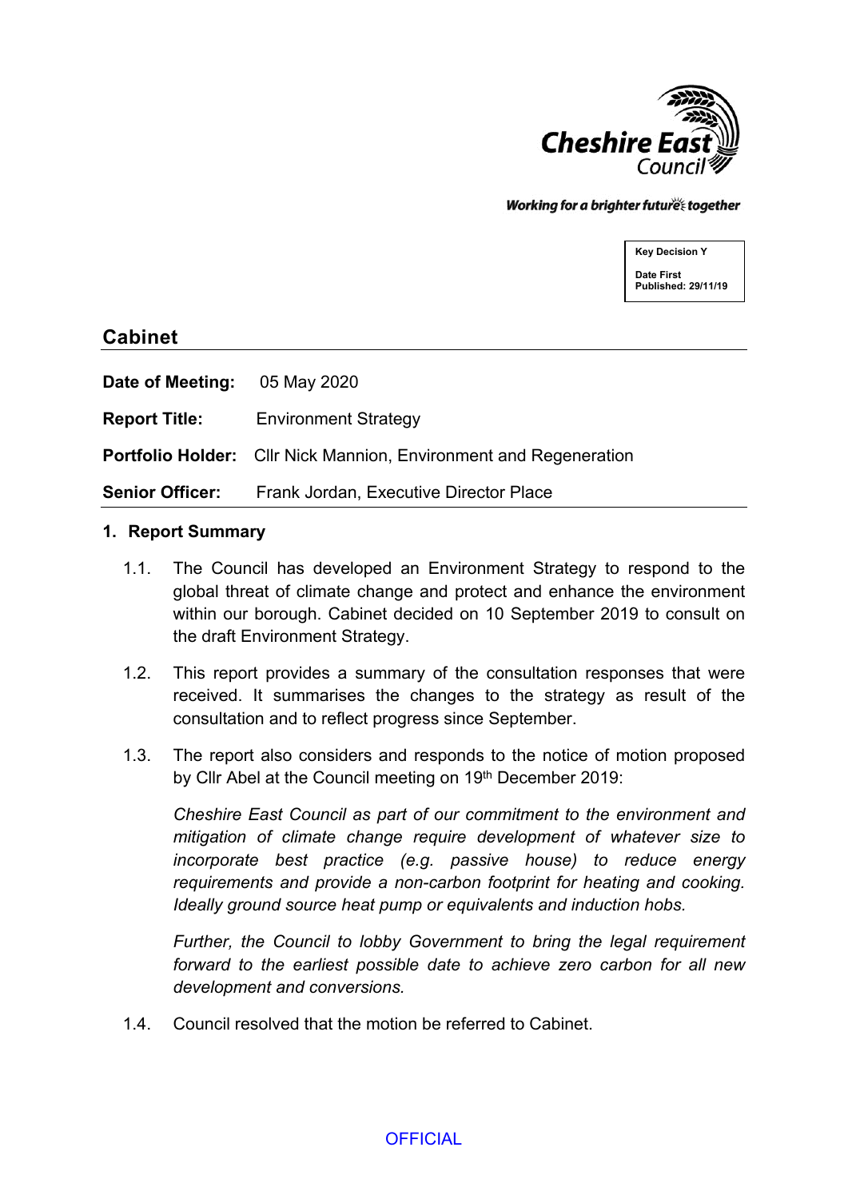Cheshire East Council

*Working for a brighter future together*

**Key Decision Y**

**Date First Published: 29/11/19**

## Cabinet

**Date of Meeting:** 05 May 2020

**Report Title:** Environment Strategy

**Portfolio Holder:** Cllr Nick Mannion, Environment and Regeneration

**Senior Officer:** Frank Jordan, Executive Director Place

### 1. Report Summary

1.1. The Council has developed an Environment Strategy to respond to the global threat of climate change and protect and enhance the environment within our borough. Cabinet decided on 10 September 2019 to consult on the draft Environment Strategy.

1.2. This report provides a summary of the consultation responses that were received. It summarises the changes to the strategy as result of the consultation and to reflect progress since September.

1.3. The report also considers and responds to the notice of motion proposed by Cllr Abel at the Council meeting on 19th December 2019:

*Cheshire East Council as part of our commitment to the environment and mitigation of climate change require development of whatever size to incorporate best practice (e.g. passive house) to reduce energy requirements and provide a non-carbon footprint for heating and cooking. Ideally ground source heat pump or equivalents and induction hobs.*

*Further, the Council to lobby Government to bring the legal requirement forward to the earliest possible date to achieve zero carbon for all new development and conversions.*

1.4. Council resolved that the motion be referred to Cabinet.

OFFICIAL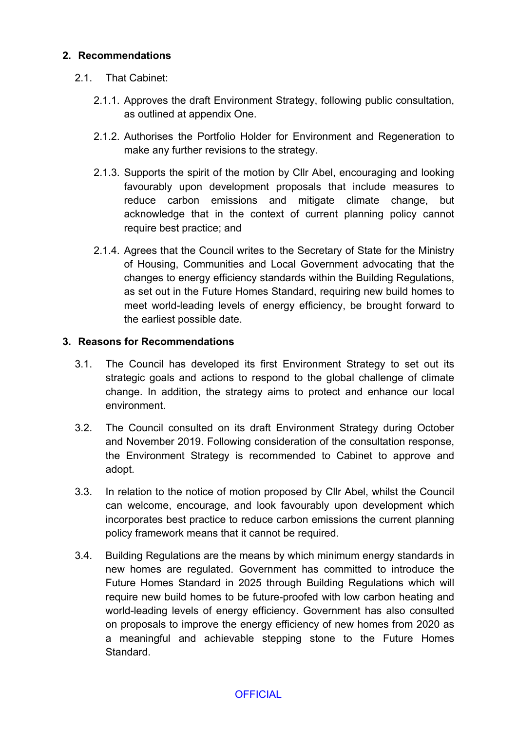## 2. Recommendations

2.1. That Cabinet:

2.1.1. Approves the draft Environment Strategy, following public consultation, as outlined at appendix One.

2.1.2. Authorises the Portfolio Holder for Environment and Regeneration to make any further revisions to the strategy.

2.1.3. Supports the spirit of the motion by Cllr Abel, encouraging and looking favourably upon development proposals that include measures to reduce carbon emissions and mitigate climate change, but acknowledge that in the context of current planning policy cannot require best practice; and

2.1.4. Agrees that the Council writes to the Secretary of State for the Ministry of Housing, Communities and Local Government advocating that the changes to energy efficiency standards within the Building Regulations, as set out in the Future Homes Standard, requiring new build homes to meet world-leading levels of energy efficiency, be brought forward to the earliest possible date.

## 3. Reasons for Recommendations

3.1. The Council has developed its first Environment Strategy to set out its strategic goals and actions to respond to the global challenge of climate change. In addition, the strategy aims to protect and enhance our local environment.

3.2. The Council consulted on its draft Environment Strategy during October and November 2019. Following consideration of the consultation response, the Environment Strategy is recommended to Cabinet to approve and adopt.

3.3. In relation to the notice of motion proposed by Cllr Abel, whilst the Council can welcome, encourage, and look favourably upon development which incorporates best practice to reduce carbon emissions the current planning policy framework means that it cannot be required.

3.4. Building Regulations are the means by which minimum energy standards in new homes are regulated. Government has committed to introduce the Future Homes Standard in 2025 through Building Regulations which will require new build homes to be future-proofed with low carbon heating and world-leading levels of energy efficiency. Government has also consulted on proposals to improve the energy efficiency of new homes from 2020 as a meaningful and achievable stepping stone to the Future Homes Standard.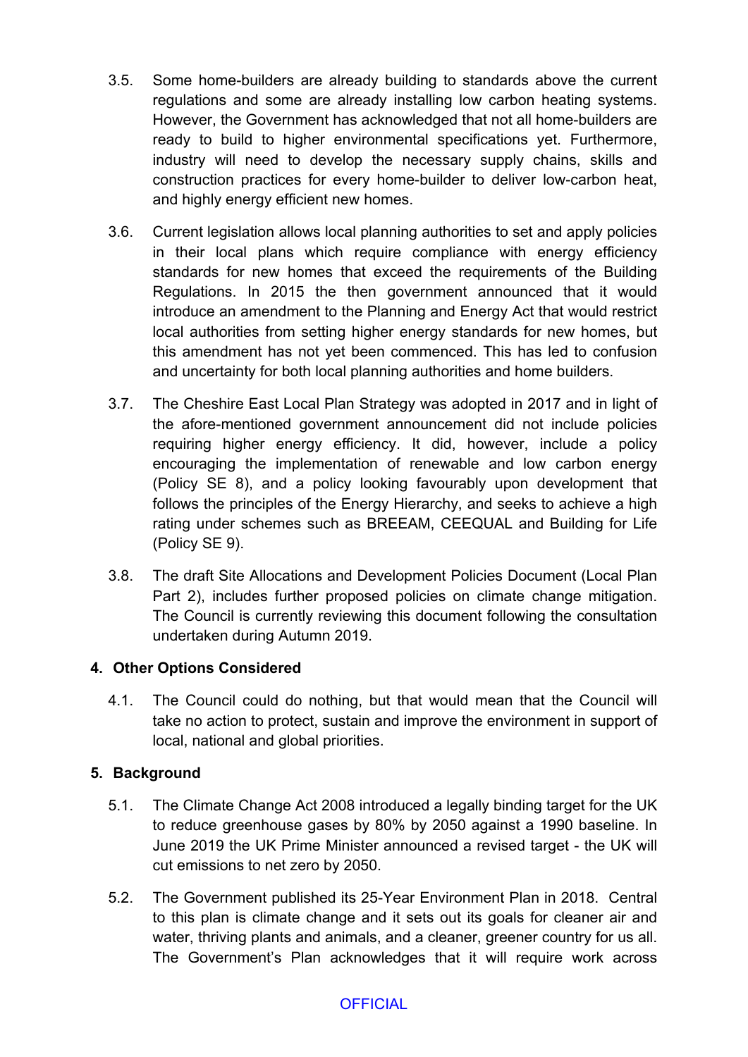3.5. Some home-builders are already building to standards above the current regulations and some are already installing low carbon heating systems. However, the Government has acknowledged that not all home-builders are ready to build to higher environmental specifications yet. Furthermore, industry will need to develop the necessary supply chains, skills and construction practices for every home-builder to deliver low-carbon heat, and highly energy efficient new homes.

3.6. Current legislation allows local planning authorities to set and apply policies in their local plans which require compliance with energy efficiency standards for new homes that exceed the requirements of the Building Regulations. In 2015 the then government announced that it would introduce an amendment to the Planning and Energy Act that would restrict local authorities from setting higher energy standards for new homes, but this amendment has not yet been commenced. This has led to confusion and uncertainty for both local planning authorities and home builders.

3.7. The Cheshire East Local Plan Strategy was adopted in 2017 and in light of the afore-mentioned government announcement did not include policies requiring higher energy efficiency. It did, however, include a policy encouraging the implementation of renewable and low carbon energy (Policy SE 8), and a policy looking favourably upon development that follows the principles of the Energy Hierarchy, and seeks to achieve a high rating under schemes such as BREEAM, CEEQUAL and Building for Life (Policy SE 9).

3.8. The draft Site Allocations and Development Policies Document (Local Plan Part 2), includes further proposed policies on climate change mitigation. The Council is currently reviewing this document following the consultation undertaken during Autumn 2019.

## 4. Other Options Considered

4.1. The Council could do nothing, but that would mean that the Council will take no action to protect, sustain and improve the environment in support of local, national and global priorities.

## 5. Background

5.1. The Climate Change Act 2008 introduced a legally binding target for the UK to reduce greenhouse gases by 80% by 2050 against a 1990 baseline. In June 2019 the UK Prime Minister announced a revised target - the UK will cut emissions to net zero by 2050.

5.2. The Government published its 25-Year Environment Plan in 2018. Central to this plan is climate change and it sets out its goals for cleaner air and water, thriving plants and animals, and a cleaner, greener country for us all. The Government's Plan acknowledges that it will require work across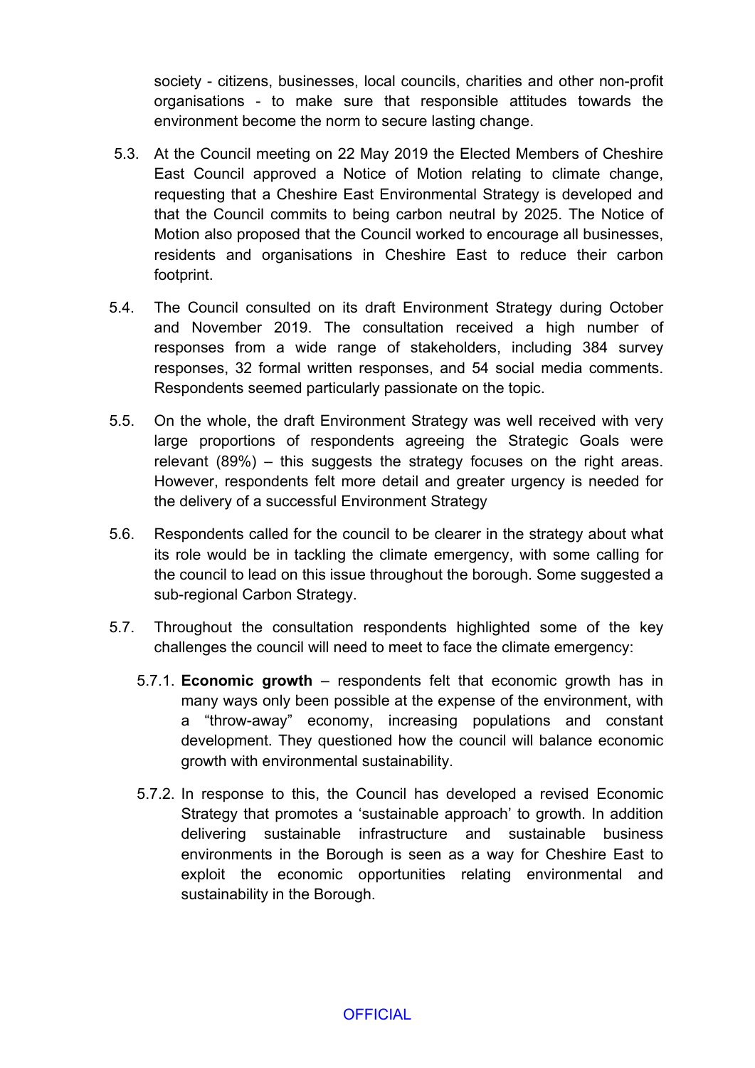society - citizens, businesses, local councils, charities and other non-profit organisations - to make sure that responsible attitudes towards the environment become the norm to secure lasting change.

5.3. At the Council meeting on 22 May 2019 the Elected Members of Cheshire East Council approved a Notice of Motion relating to climate change, requesting that a Cheshire East Environmental Strategy is developed and that the Council commits to being carbon neutral by 2025. The Notice of Motion also proposed that the Council worked to encourage all businesses, residents and organisations in Cheshire East to reduce their carbon footprint.

5.4. The Council consulted on its draft Environment Strategy during October and November 2019. The consultation received a high number of responses from a wide range of stakeholders, including 384 survey responses, 32 formal written responses, and 54 social media comments. Respondents seemed particularly passionate on the topic.

5.5. On the whole, the draft Environment Strategy was well received with very large proportions of respondents agreeing the Strategic Goals were relevant (89%) – this suggests the strategy focuses on the right areas. However, respondents felt more detail and greater urgency is needed for the delivery of a successful Environment Strategy

5.6. Respondents called for the council to be clearer in the strategy about what its role would be in tackling the climate emergency, with some calling for the council to lead on this issue throughout the borough. Some suggested a sub-regional Carbon Strategy.

5.7. Throughout the consultation respondents highlighted some of the key challenges the council will need to meet to face the climate emergency:

5.7.1. **Economic growth** – respondents felt that economic growth has in many ways only been possible at the expense of the environment, with a "throw-away" economy, increasing populations and constant development. They questioned how the council will balance economic growth with environmental sustainability.

5.7.2. In response to this, the Council has developed a revised Economic Strategy that promotes a 'sustainable approach' to growth. In addition delivering sustainable infrastructure and sustainable business environments in the Borough is seen as a way for Cheshire East to exploit the economic opportunities relating environmental and sustainability in the Borough.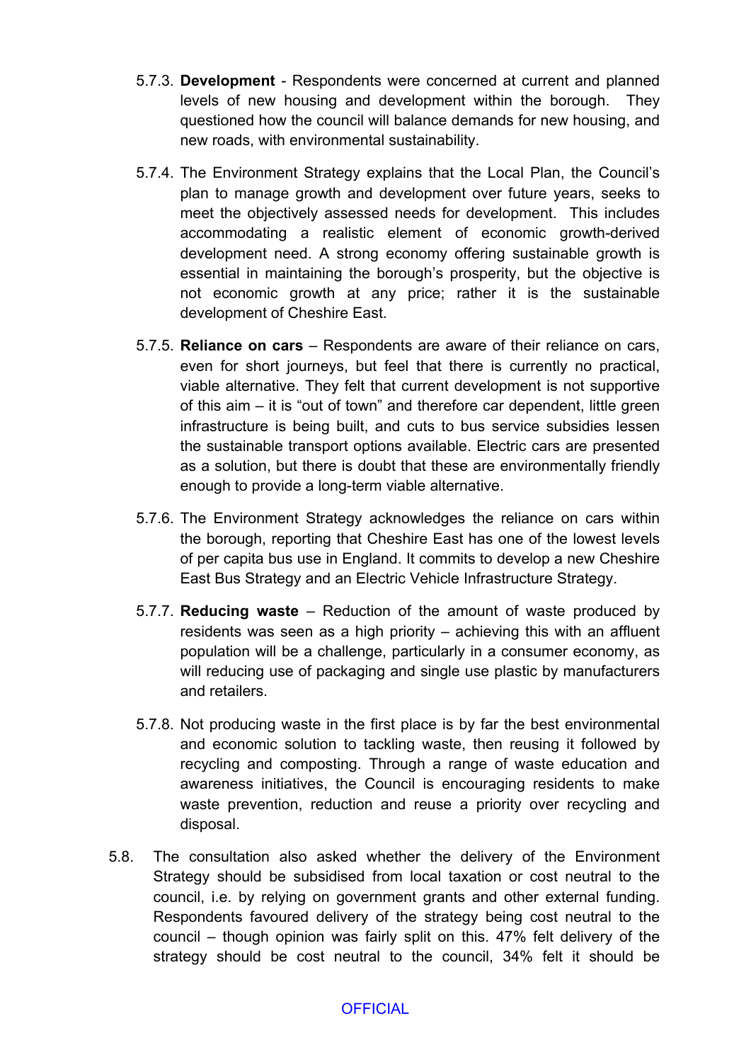5.7.3. **Development** - Respondents were concerned at current and planned levels of new housing and development within the borough. They questioned how the council will balance demands for new housing, and new roads, with environmental sustainability.

5.7.4. The Environment Strategy explains that the Local Plan, the Council's plan to manage growth and development over future years, seeks to meet the objectively assessed needs for development. This includes accommodating a realistic element of economic growth-derived development need. A strong economy offering sustainable growth is essential in maintaining the borough's prosperity, but the objective is not economic growth at any price; rather it is the sustainable development of Cheshire East.

5.7.5. **Reliance on cars** – Respondents are aware of their reliance on cars, even for short journeys, but feel that there is currently no practical, viable alternative. They felt that current development is not supportive of this aim – it is "out of town" and therefore car dependent, little green infrastructure is being built, and cuts to bus service subsidies lessen the sustainable transport options available. Electric cars are presented as a solution, but there is doubt that these are environmentally friendly enough to provide a long-term viable alternative.

5.7.6. The Environment Strategy acknowledges the reliance on cars within the borough, reporting that Cheshire East has one of the lowest levels of per capita bus use in England. It commits to develop a new Cheshire East Bus Strategy and an Electric Vehicle Infrastructure Strategy.

5.7.7. **Reducing waste** – Reduction of the amount of waste produced by residents was seen as a high priority – achieving this with an affluent population will be a challenge, particularly in a consumer economy, as will reducing use of packaging and single use plastic by manufacturers and retailers.

5.7.8. Not producing waste in the first place is by far the best environmental and economic solution to tackling waste, then reusing it followed by recycling and composting. Through a range of waste education and awareness initiatives, the Council is encouraging residents to make waste prevention, reduction and reuse a priority over recycling and disposal.

5.8. The consultation also asked whether the delivery of the Environment Strategy should be subsidised from local taxation or cost neutral to the council, i.e. by relying on government grants and other external funding. Respondents favoured delivery of the strategy being cost neutral to the council – though opinion was fairly split on this. 47% felt delivery of the strategy should be cost neutral to the council, 34% felt it should be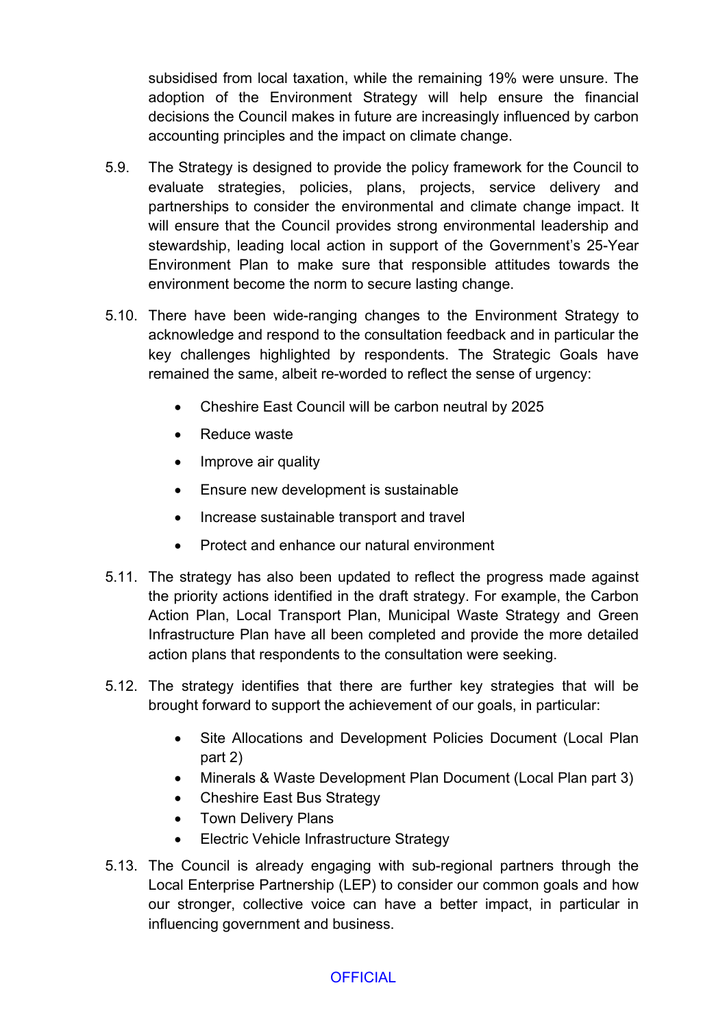subsidised from local taxation, while the remaining 19% were unsure. The adoption of the Environment Strategy will help ensure the financial decisions the Council makes in future are increasingly influenced by carbon accounting principles and the impact on climate change.

5.9. The Strategy is designed to provide the policy framework for the Council to evaluate strategies, policies, plans, projects, service delivery and partnerships to consider the environmental and climate change impact. It will ensure that the Council provides strong environmental leadership and stewardship, leading local action in support of the Government's 25-Year Environment Plan to make sure that responsible attitudes towards the environment become the norm to secure lasting change.

5.10. There have been wide-ranging changes to the Environment Strategy to acknowledge and respond to the consultation feedback and in particular the key challenges highlighted by respondents. The Strategic Goals have remained the same, albeit re-worded to reflect the sense of urgency:

- Cheshire East Council will be carbon neutral by 2025
- Reduce waste
- Improve air quality
- Ensure new development is sustainable
- Increase sustainable transport and travel
- Protect and enhance our natural environment

5.11. The strategy has also been updated to reflect the progress made against the priority actions identified in the draft strategy. For example, the Carbon Action Plan, Local Transport Plan, Municipal Waste Strategy and Green Infrastructure Plan have all been completed and provide the more detailed action plans that respondents to the consultation were seeking.

5.12. The strategy identifies that there are further key strategies that will be brought forward to support the achievement of our goals, in particular:

- Site Allocations and Development Policies Document (Local Plan part 2)
- Minerals & Waste Development Plan Document (Local Plan part 3)
- Cheshire East Bus Strategy
- Town Delivery Plans
- Electric Vehicle Infrastructure Strategy

5.13. The Council is already engaging with sub-regional partners through the Local Enterprise Partnership (LEP) to consider our common goals and how our stronger, collective voice can have a better impact, in particular in influencing government and business.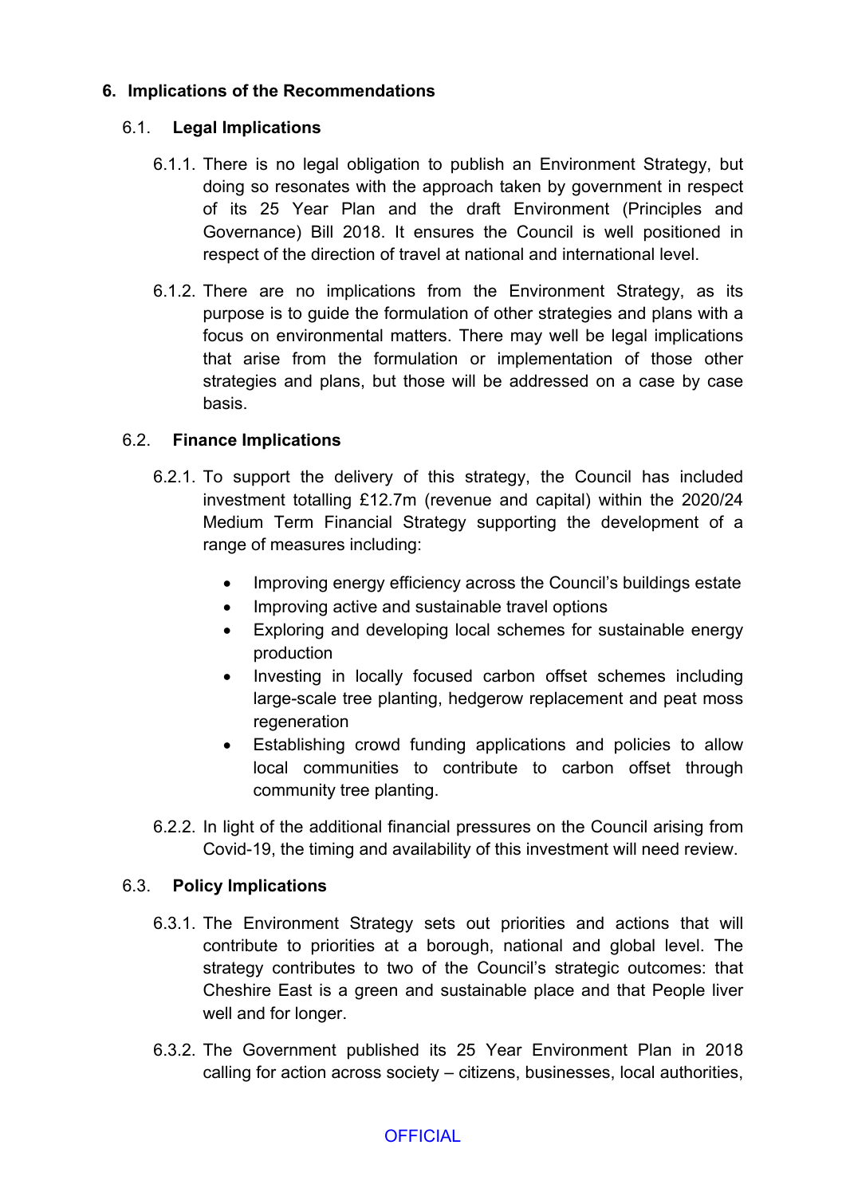## 6. Implications of the Recommendations

### 6.1. Legal Implications

6.1.1. There is no legal obligation to publish an Environment Strategy, but doing so resonates with the approach taken by government in respect of its 25 Year Plan and the draft Environment (Principles and Governance) Bill 2018. It ensures the Council is well positioned in respect of the direction of travel at national and international level.

6.1.2. There are no implications from the Environment Strategy, as its purpose is to guide the formulation of other strategies and plans with a focus on environmental matters. There may well be legal implications that arise from the formulation or implementation of those other strategies and plans, but those will be addressed on a case by case basis.

### 6.2. Finance Implications

6.2.1. To support the delivery of this strategy, the Council has included investment totalling £12.7m (revenue and capital) within the 2020/24 Medium Term Financial Strategy supporting the development of a range of measures including:

- Improving energy efficiency across the Council's buildings estate
- Improving active and sustainable travel options
- Exploring and developing local schemes for sustainable energy production
- Investing in locally focused carbon offset schemes including large-scale tree planting, hedgerow replacement and peat moss regeneration
- Establishing crowd funding applications and policies to allow local communities to contribute to carbon offset through community tree planting.

6.2.2. In light of the additional financial pressures on the Council arising from Covid-19, the timing and availability of this investment will need review.

### 6.3. Policy Implications

6.3.1. The Environment Strategy sets out priorities and actions that will contribute to priorities at a borough, national and global level. The strategy contributes to two of the Council's strategic outcomes: that Cheshire East is a green and sustainable place and that People liver well and for longer.

6.3.2. The Government published its 25 Year Environment Plan in 2018 calling for action across society – citizens, businesses, local authorities,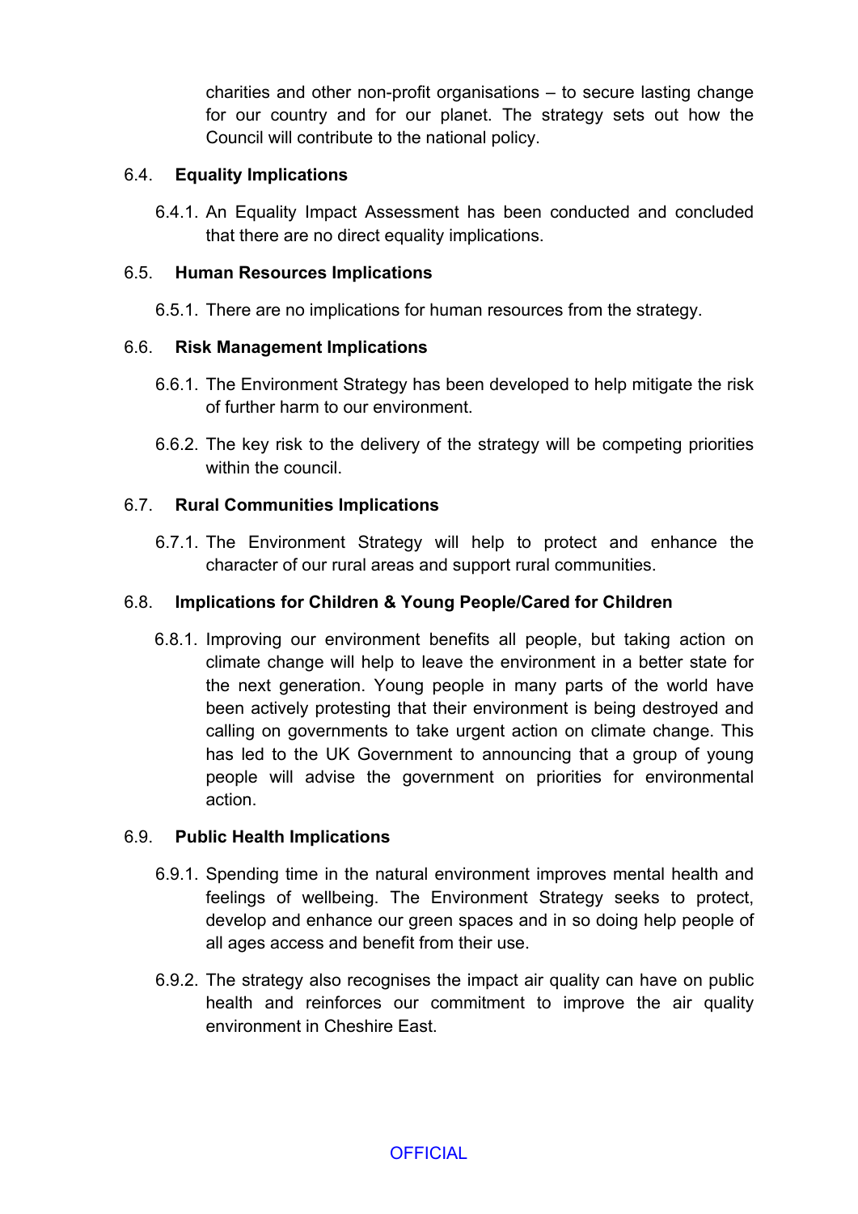charities and other non-profit organisations – to secure lasting change for our country and for our planet. The strategy sets out how the Council will contribute to the national policy.

### 6.4. Equality Implications

6.4.1. An Equality Impact Assessment has been conducted and concluded that there are no direct equality implications.

### 6.5. Human Resources Implications

6.5.1. There are no implications for human resources from the strategy.

### 6.6. Risk Management Implications

6.6.1. The Environment Strategy has been developed to help mitigate the risk of further harm to our environment.

6.6.2. The key risk to the delivery of the strategy will be competing priorities within the council.

### 6.7. Rural Communities Implications

6.7.1. The Environment Strategy will help to protect and enhance the character of our rural areas and support rural communities.

### 6.8. Implications for Children & Young People/Cared for Children

6.8.1. Improving our environment benefits all people, but taking action on climate change will help to leave the environment in a better state for the next generation. Young people in many parts of the world have been actively protesting that their environment is being destroyed and calling on governments to take urgent action on climate change. This has led to the UK Government to announcing that a group of young people will advise the government on priorities for environmental action.

### 6.9. Public Health Implications

6.9.1. Spending time in the natural environment improves mental health and feelings of wellbeing. The Environment Strategy seeks to protect, develop and enhance our green spaces and in so doing help people of all ages access and benefit from their use.

6.9.2. The strategy also recognises the impact air quality can have on public health and reinforces our commitment to improve the air quality environment in Cheshire East.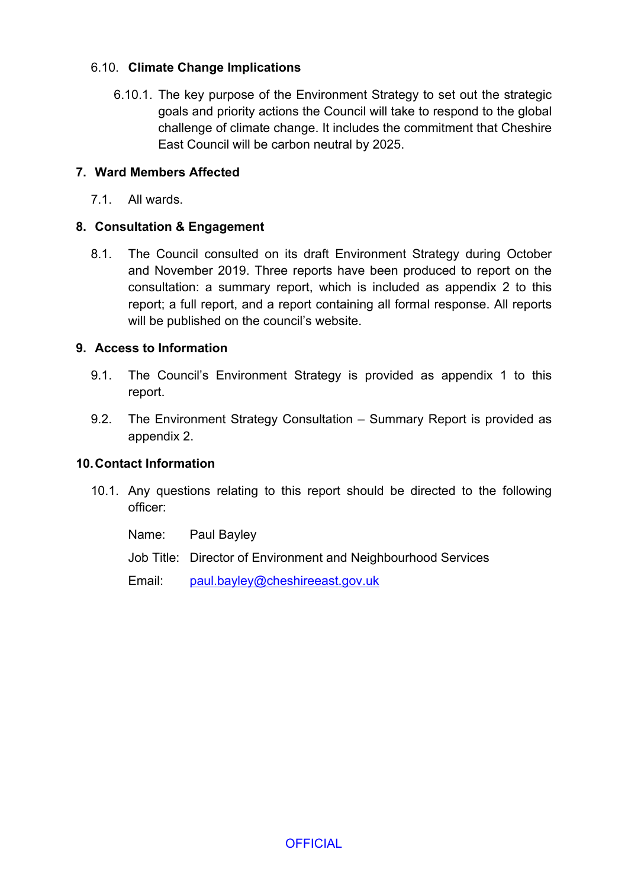### 6.10. Climate Change Implications

6.10.1. The key purpose of the Environment Strategy to set out the strategic goals and priority actions the Council will take to respond to the global challenge of climate change. It includes the commitment that Cheshire East Council will be carbon neutral by 2025.

## 7. Ward Members Affected

7.1. All wards.

## 8. Consultation & Engagement

8.1. The Council consulted on its draft Environment Strategy during October and November 2019. Three reports have been produced to report on the consultation: a summary report, which is included as appendix 2 to this report; a full report, and a report containing all formal response. All reports will be published on the council's website.

## 9. Access to Information

9.1. The Council's Environment Strategy is provided as appendix 1 to this report.

9.2. The Environment Strategy Consultation – Summary Report is provided as appendix 2.

## 10. Contact Information

10.1. Any questions relating to this report should be directed to the following officer:

Name: Paul Bayley

Job Title: Director of Environment and Neighbourhood Services

Email: paul.bayley@cheshireeast.gov.uk

OFFICIAL